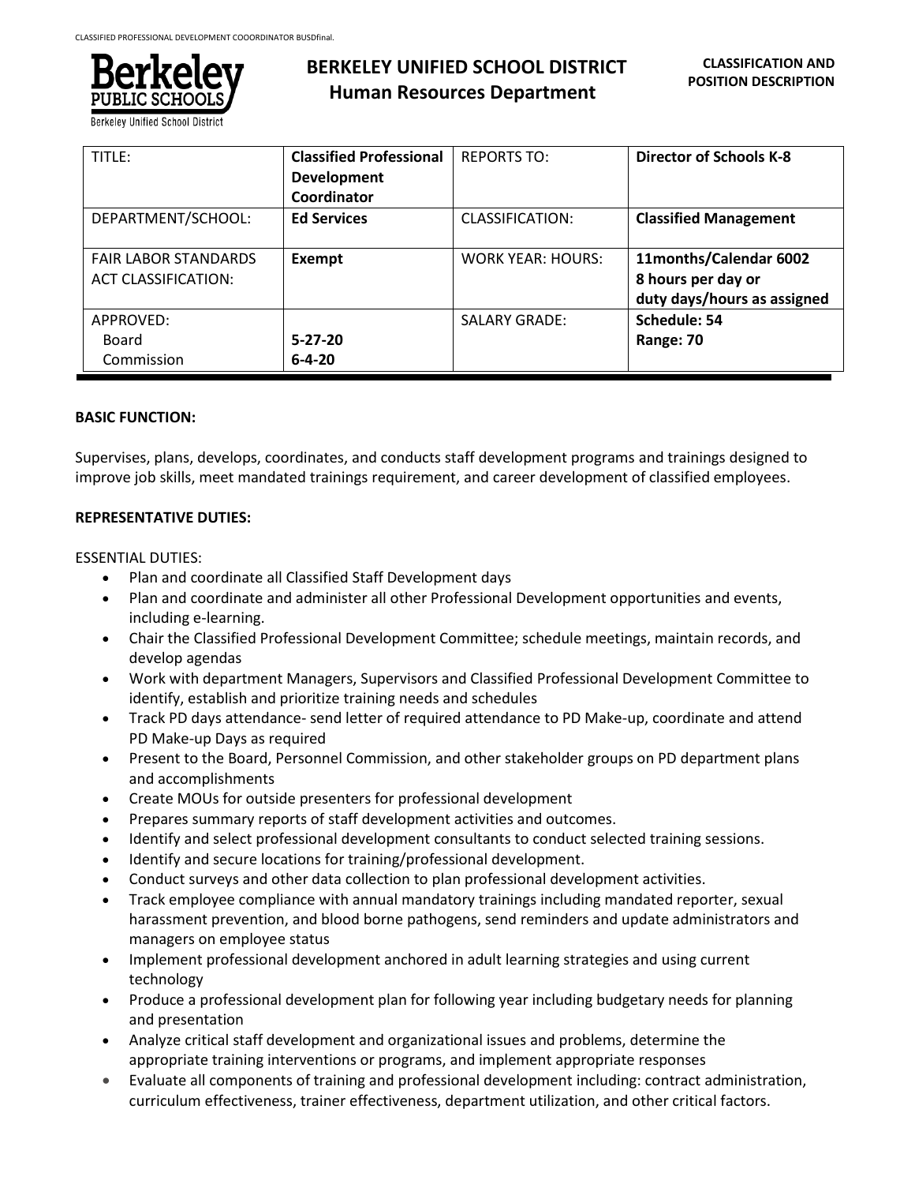# BERKELEY UNIFIED SCHOOL DISTRICT
## Human Resources Department

**CLASSIFICATION AND POSITION DESCRIPTION**

| TITLE: | **Classified Professional Development Coordinator** | REPORTS TO: | **Director of Schools K-8** |
|---|---|---|---|
| DEPARTMENT/SCHOOL: | **Ed Services** | CLASSIFICATION: | **Classified Management** |
| FAIR LABOR STANDARDS ACT CLASSIFICATION: | **Exempt** | WORK YEAR: HOURS: | **11months/Calendar 6002 8 hours per day or duty days/hours as assigned** |
| APPROVED: Board Commission | **5-27-20 6-4-20** | SALARY GRADE: | **Schedule: 54 Range: 70** |

**BASIC FUNCTION:**

Supervises, plans, develops, coordinates, and conducts staff development programs and trainings designed to improve job skills, meet mandated trainings requirement, and career development of classified employees.

**REPRESENTATIVE DUTIES:**

ESSENTIAL DUTIES:

- Plan and coordinate all Classified Staff Development days
- Plan and coordinate and administer all other Professional Development opportunities and events, including e-learning.
- Chair the Classified Professional Development Committee; schedule meetings, maintain records, and develop agendas
- Work with department Managers, Supervisors and Classified Professional Development Committee to identify, establish and prioritize training needs and schedules
- Track PD days attendance- send letter of required attendance to PD Make-up, coordinate and attend PD Make-up Days as required
- Present to the Board, Personnel Commission, and other stakeholder groups on PD department plans and accomplishments
- Create MOUs for outside presenters for professional development
- Prepares summary reports of staff development activities and outcomes.
- Identify and select professional development consultants to conduct selected training sessions.
- Identify and secure locations for training/professional development.
- Conduct surveys and other data collection to plan professional development activities.
- Track employee compliance with annual mandatory trainings including mandated reporter, sexual harassment prevention, and blood borne pathogens, send reminders and update administrators and managers on employee status
- Implement professional development anchored in adult learning strategies and using current technology
- Produce a professional development plan for following year including budgetary needs for planning and presentation
- Analyze critical staff development and organizational issues and problems, determine the appropriate training interventions or programs, and implement appropriate responses
- Evaluate all components of training and professional development including: contract administration, curriculum effectiveness, trainer effectiveness, department utilization, and other critical factors.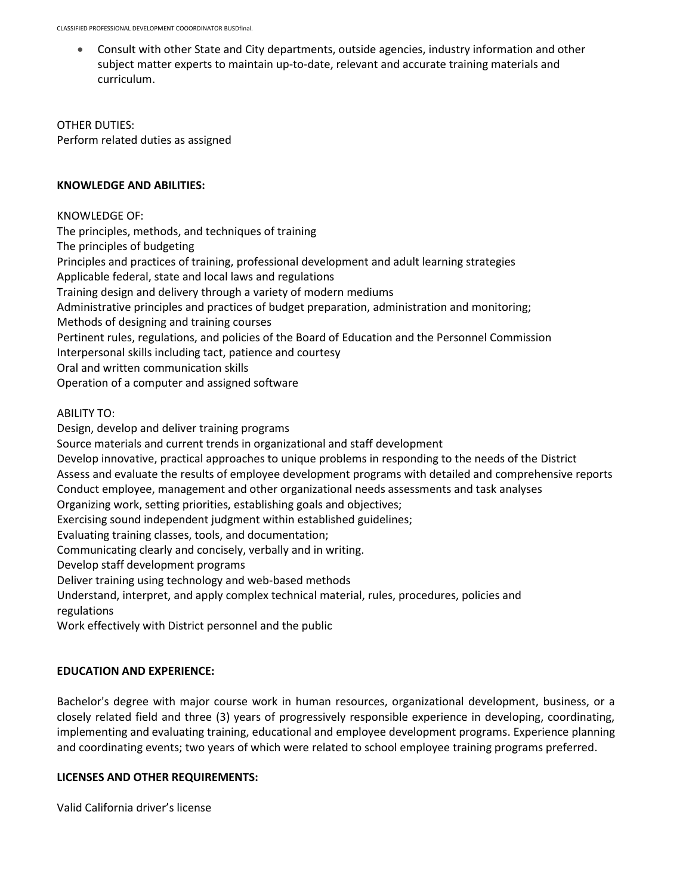- Consult with other State and City departments, outside agencies, industry information and other subject matter experts to maintain up-to-date, relevant and accurate training materials and curriculum.

OTHER DUTIES:
Perform related duties as assigned

**KNOWLEDGE AND ABILITIES:**

KNOWLEDGE OF:
The principles, methods, and techniques of training
The principles of budgeting
Principles and practices of training, professional development and adult learning strategies
Applicable federal, state and local laws and regulations
Training design and delivery through a variety of modern mediums
Administrative principles and practices of budget preparation, administration and monitoring;
Methods of designing and training courses
Pertinent rules, regulations, and policies of the Board of Education and the Personnel Commission
Interpersonal skills including tact, patience and courtesy
Oral and written communication skills
Operation of a computer and assigned software

ABILITY TO:
Design, develop and deliver training programs
Source materials and current trends in organizational and staff development
Develop innovative, practical approaches to unique problems in responding to the needs of the District
Assess and evaluate the results of employee development programs with detailed and comprehensive reports
Conduct employee, management and other organizational needs assessments and task analyses
Organizing work, setting priorities, establishing goals and objectives;
Exercising sound independent judgment within established guidelines;
Evaluating training classes, tools, and documentation;
Communicating clearly and concisely, verbally and in writing.
Develop staff development programs
Deliver training using technology and web-based methods
Understand, interpret, and apply complex technical material, rules, procedures, policies and regulations
Work effectively with District personnel and the public

**EDUCATION AND EXPERIENCE:**

Bachelor's degree with major course work in human resources, organizational development, business, or a closely related field and three (3) years of progressively responsible experience in developing, coordinating, implementing and evaluating training, educational and employee development programs. Experience planning and coordinating events; two years of which were related to school employee training programs preferred.

**LICENSES AND OTHER REQUIREMENTS:**

Valid California driver's license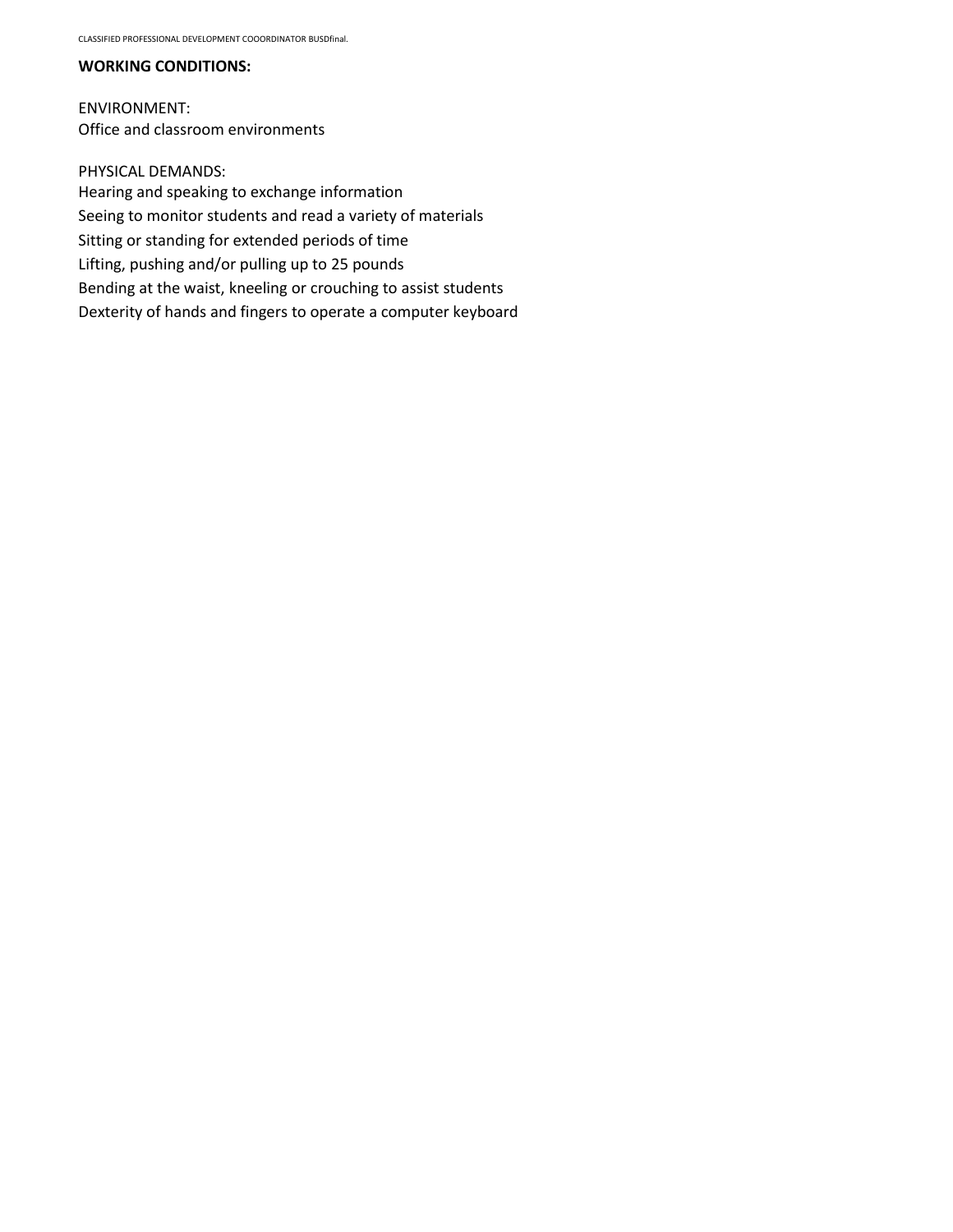**WORKING CONDITIONS:**

ENVIRONMENT:
Office and classroom environments

PHYSICAL DEMANDS:
Hearing and speaking to exchange information
Seeing to monitor students and read a variety of materials
Sitting or standing for extended periods of time
Lifting, pushing and/or pulling up to 25 pounds
Bending at the waist, kneeling or crouching to assist students
Dexterity of hands and fingers to operate a computer keyboard